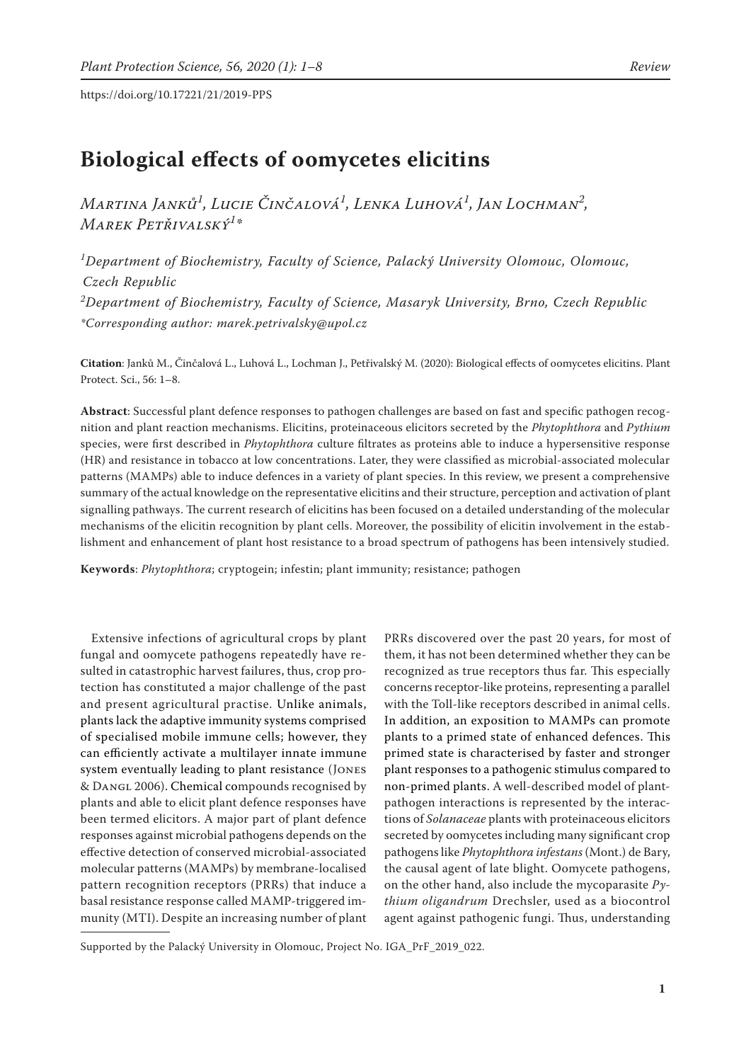https://doi.org/10.17221/21/2019-PPS

# Biological effects of oomycetes elicitins

*Martina Janků[1], Lucie Činčalová[1], Lenka Luhová[1], Jan Lochman[2], Marek Petřivalský[1]\**

[1]*Department of Biochemistry, Faculty of Science, Palacký University Olomouc, Olomouc, Czech Republic*

[2]*Department of Biochemistry, Faculty of Science, Masaryk University, Brno, Czech Republic*

*\*Corresponding author: marek.petrivalsky@upol.cz*

**Citation**: Janků M., Činčalová L., Luhová L., Lochman J., Petřivalský M. (2020): Biological effects of oomycetes elicitins. Plant Protect. Sci., 56: 1–8.

**Abstract**: Successful plant defence responses to pathogen challenges are based on fast and specific pathogen recognition and plant reaction mechanisms. Elicitins, proteinaceous elicitors secreted by the *Phytophthora* and *Pythium* species, were first described in *Phytophthora* culture filtrates as proteins able to induce a hypersensitive response (HR) and resistance in tobacco at low concentrations. Later, they were classified as microbial-associated molecular patterns (MAMPs) able to induce defences in a variety of plant species. In this review, we present a comprehensive summary of the actual knowledge on the representative elicitins and their structure, perception and activation of plant signalling pathways. The current research of elicitins has been focused on a detailed understanding of the molecular mechanisms of the elicitin recognition by plant cells. Moreover, the possibility of elicitin involvement in the establishment and enhancement of plant host resistance to a broad spectrum of pathogens has been intensively studied.

**Keywords**: *Phytophthora*; cryptogein; infestin; plant immunity; resistance; pathogen

Extensive infections of agricultural crops by plant fungal and oomycete pathogens repeatedly have resulted in catastrophic harvest failures, thus, crop protection has constituted a major challenge of the past and present agricultural practise. Unlike animals, plants lack the adaptive immunity systems comprised of specialised mobile immune cells; however, they can efficiently activate a multilayer innate immune system eventually leading to plant resistance (Jones & Dangl 2006). Chemical compounds recognised by plants and able to elicit plant defence responses have been termed elicitors. A major part of plant defence responses against microbial pathogens depends on the effective detection of conserved microbial-associated molecular patterns (MAMPs) by membrane-localised pattern recognition receptors (PRRs) that induce a basal resistance response called MAMP-triggered immunity (MTI). Despite an increasing number of plant PRRs discovered over the past 20 years, for most of them, it has not been determined whether they can be recognized as true receptors thus far. This especially concerns receptor-like proteins, representing a parallel with the Toll-like receptors described in animal cells. In addition, an exposition to MAMPs can promote plants to a primed state of enhanced defences. This primed state is characterised by faster and stronger plant responses to a pathogenic stimulus compared to non-primed plants. A well-described model of plant-pathogen interactions is represented by the interactions of *Solanaceae* plants with proteinaceous elicitors secreted by oomycetes including many significant crop pathogens like *Phytophthora infestans* (Mont.) de Bary, the causal agent of late blight. Oomycete pathogens, on the other hand, also include the mycoparasite *Pythium oligandrum* Drechsler, used as a biocontrol agent against pathogenic fungi. Thus, understanding

Supported by the Palacký University in Olomouc, Project No. IGA_PrF_2019_022.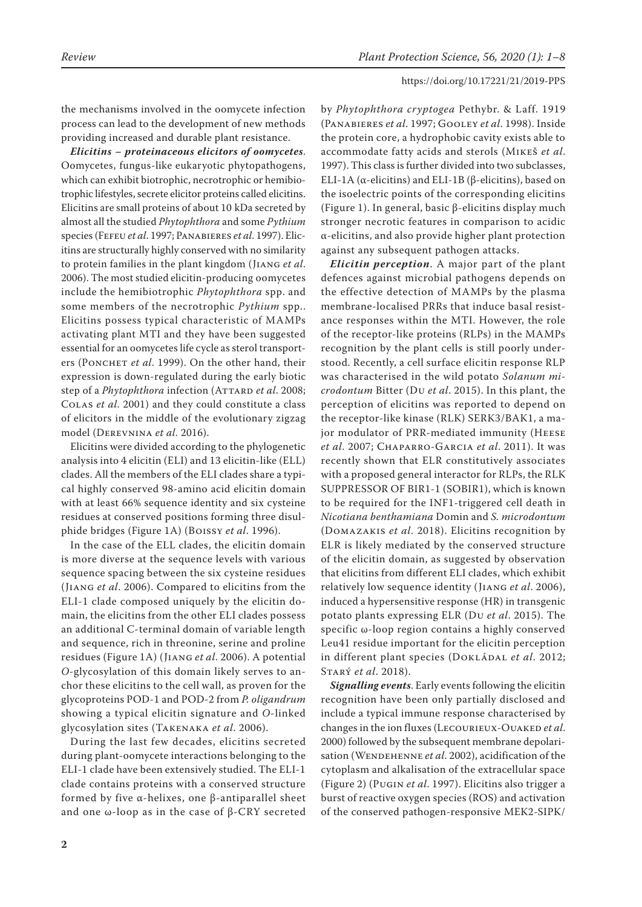the mechanisms involved in the oomycete infection process can lead to the development of new methods providing increased and durable plant resistance.

***Elicitins – proteinaceous elicitors of oomycetes***. Oomycetes, fungus-like eukaryotic phytopathogens, which can exhibit biotrophic, necrotrophic or hemibiotrophic lifestyles, secrete elicitor proteins called elicitins. Elicitins are small proteins of about 10 kDa secreted by almost all the studied *Phytophthora* and some *Pythium* species (Fefeu *et al*. 1997; Panabieres *et al*. 1997). Elicitins are structurally highly conserved with no similarity to protein families in the plant kingdom (Jiang *et al*. 2006). The most studied elicitin-producing oomycetes include the hemibiotrophic *Phytophthora* spp. and some members of the necrotrophic *Pythium* spp.. Elicitins possess typical characteristic of MAMPs activating plant MTI and they have been suggested essential for an oomycetes life cycle as sterol transporters (Ponchet *et al*. 1999). On the other hand, their expression is down-regulated during the early biotic step of a *Phytophthora* infection (Attard *et al*. 2008; Colas *et al*. 2001) and they could constitute a class of elicitors in the middle of the evolutionary zigzag model (Derevnina *et al*. 2016).

Elicitins were divided according to the phylogenetic analysis into 4 elicitin (ELI) and 13 elicitin-like (ELL) clades. All the members of the ELI clades share a typical highly conserved 98-amino acid elicitin domain with at least 66% sequence identity and six cysteine residues at conserved positions forming three disulphide bridges (Figure 1A) (Boissy *et al*. 1996).

In the case of the ELL clades, the elicitin domain is more diverse at the sequence levels with various sequence spacing between the six cysteine residues (Jiang *et al*. 2006). Compared to elicitins from the ELI-1 clade composed uniquely by the elicitin domain, the elicitins from the other ELI clades possess an additional C-terminal domain of variable length and sequence, rich in threonine, serine and proline residues (Figure 1A) (Jiang *et al*. 2006). A potential *O*-glycosylation of this domain likely serves to anchor these elicitins to the cell wall, as proven for the glycoproteins POD-1 and POD-2 from *P. oligandrum* showing a typical elicitin signature and *O*-linked glycosylation sites (Takenaka *et al*. 2006).

During the last few decades, elicitins secreted during plant-oomycete interactions belonging to the ELI-1 clade have been extensively studied. The ELI-1 clade contains proteins with a conserved structure formed by five α-helixes, one β-antiparallel sheet and one ω-loop as in the case of β-CRY secreted by *Phytophthora cryptogea* Pethybr. & Laff. 1919 (Panabieres *et al*. 1997; Gooley *et al*. 1998). Inside the protein core, a hydrophobic cavity exists able to accommodate fatty acids and sterols (Mikeš *et al*. 1997). This class is further divided into two subclasses, ELI-1A (α-elicitins) and ELI-1B (β-elicitins), based on the isoelectric points of the corresponding elicitins (Figure 1). In general, basic β-elicitins display much stronger necrotic features in comparison to acidic α-elicitins, and also provide higher plant protection against any subsequent pathogen attacks.

***Elicitin perception***. A major part of the plant defences against microbial pathogens depends on the effective detection of MAMPs by the plasma membrane-localised PRRs that induce basal resistance responses within the MTI. However, the role of the receptor-like proteins (RLPs) in the MAMPs recognition by the plant cells is still poorly understood. Recently, a cell surface elicitin response RLP was characterised in the wild potato *Solanum microdontum* Bitter (Du *et al*. 2015). In this plant, the perception of elicitins was reported to depend on the receptor-like kinase (RLK) SERK3/BAK1, a major modulator of PRR-mediated immunity (Heese *et al*. 2007; Chaparro-Garcia *et al*. 2011). It was recently shown that ELR constitutively associates with a proposed general interactor for RLPs, the RLK SUPPRESSOR OF BIR1-1 (SOBIR1), which is known to be required for the INF1-triggered cell death in *Nicotiana benthamiana* Domin and *S. microdontum* (Domazakis *et al*. 2018). Elicitins recognition by ELR is likely mediated by the conserved structure of the elicitin domain, as suggested by observation that elicitins from different ELI clades, which exhibit relatively low sequence identity (Jiang *et al*. 2006), induced a hypersensitive response (HR) in transgenic potato plants expressing ELR (Du *et al*. 2015). The specific ω-loop region contains a highly conserved Leu41 residue important for the elicitin perception in different plant species (Dokládal *et al*. 2012; Starý *et al*. 2018).

***Signalling events***. Early events following the elicitin recognition have been only partially disclosed and include a typical immune response characterised by changes in the ion fluxes (Lecourieux-Ouaked *et al*. 2000) followed by the subsequent membrane depolarisation (Wendehenne *et al*. 2002), acidification of the cytoplasm and alkalisation of the extracellular space (Figure 2) (Pugin *et al*. 1997). Elicitins also trigger a burst of reactive oxygen species (ROS) and activation of the conserved pathogen-responsive MEK2-SIPK/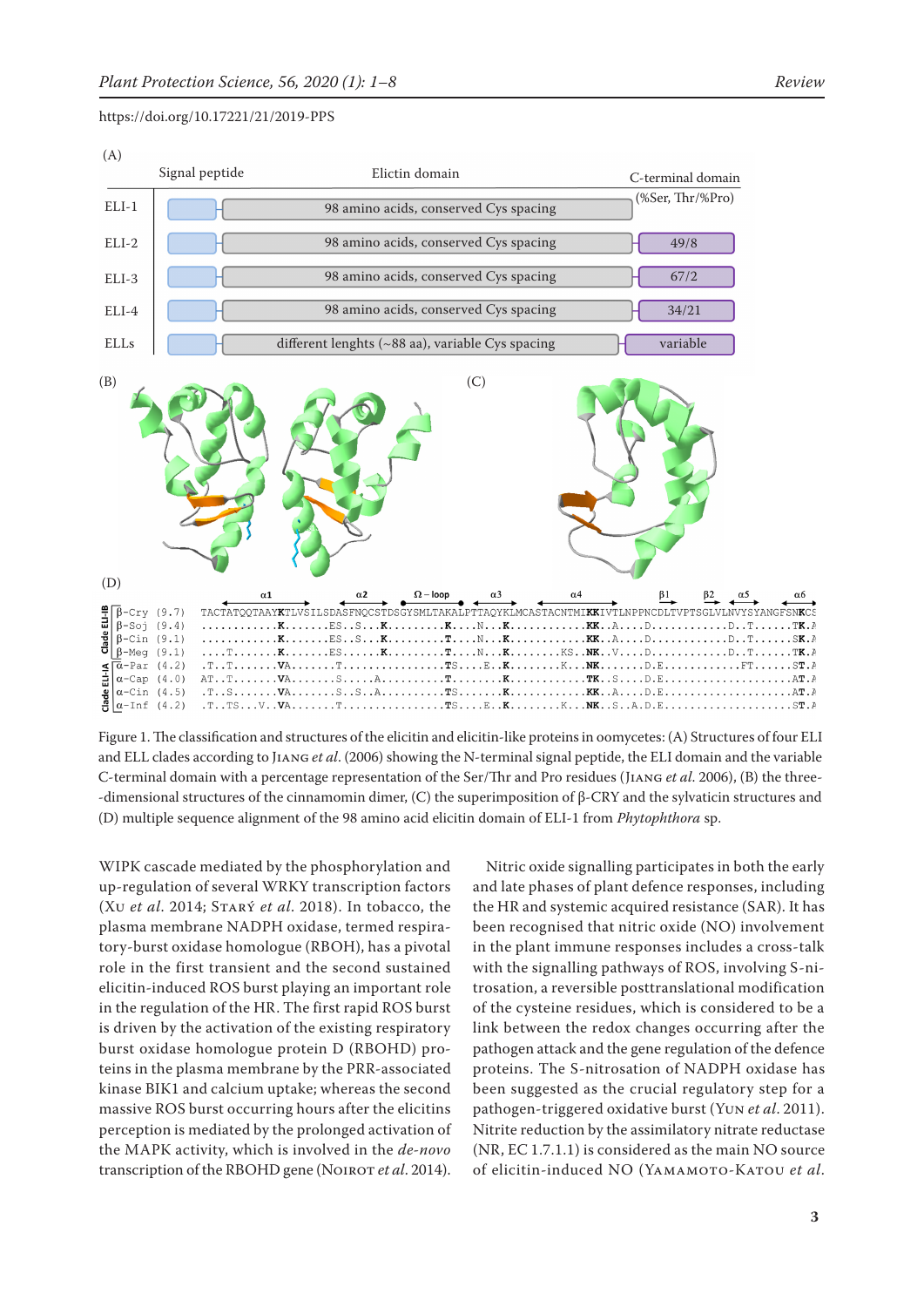Figure 1. The classification and structures of the elicitin and elicitin-like proteins in oomycetes: (A) Structures of four ELI and ELL clades according to Jiang *et al.* (2006) showing the N-terminal signal peptide, the ELI domain and the variable C-terminal domain with a percentage representation of the Ser/Thr and Pro residues (Jiang *et al.* 2006), (B) the three-dimensional structures of the cinnamomin dimer, (C) the superimposition of β-CRY and the sylvaticin structures and (D) multiple sequence alignment of the 98 amino acid elicitin domain of ELI-1 from *Phytophthora* sp.

WIPK cascade mediated by the phosphorylation and up-regulation of several WRKY transcription factors (Xu *et al.* 2014; Starý *et al.* 2018). In tobacco, the plasma membrane NADPH oxidase, termed respiratory-burst oxidase homologue (RBOH), has a pivotal role in the first transient and the second sustained elicitin-induced ROS burst playing an important role in the regulation of the HR. The first rapid ROS burst is driven by the activation of the existing respiratory burst oxidase homologue protein D (RBOHD) proteins in the plasma membrane by the PRR-associated kinase BIK1 and calcium uptake; whereas the second massive ROS burst occurring hours after the elicitins perception is mediated by the prolonged activation of the MAPK activity, which is involved in the *de-novo* transcription of the RBOHD gene (Noirot *et al.* 2014).

Nitric oxide signalling participates in both the early and late phases of plant defence responses, including the HR and systemic acquired resistance (SAR). It has been recognised that nitric oxide (NO) involvement in the plant immune responses includes a cross-talk with the signalling pathways of ROS, involving S-nitrosation, a reversible posttranslational modification of the cysteine residues, which is considered to be a link between the redox changes occurring after the pathogen attack and the gene regulation of the defence proteins. The S-nitrosation of NADPH oxidase has been suggested as the crucial regulatory step for a pathogen-triggered oxidative burst (Yun *et al.* 2011). Nitrite reduction by the assimilatory nitrate reductase (NR, EC 1.7.1.1) is considered as the main NO source of elicitin-induced NO (Yamamoto-Katou *et al.*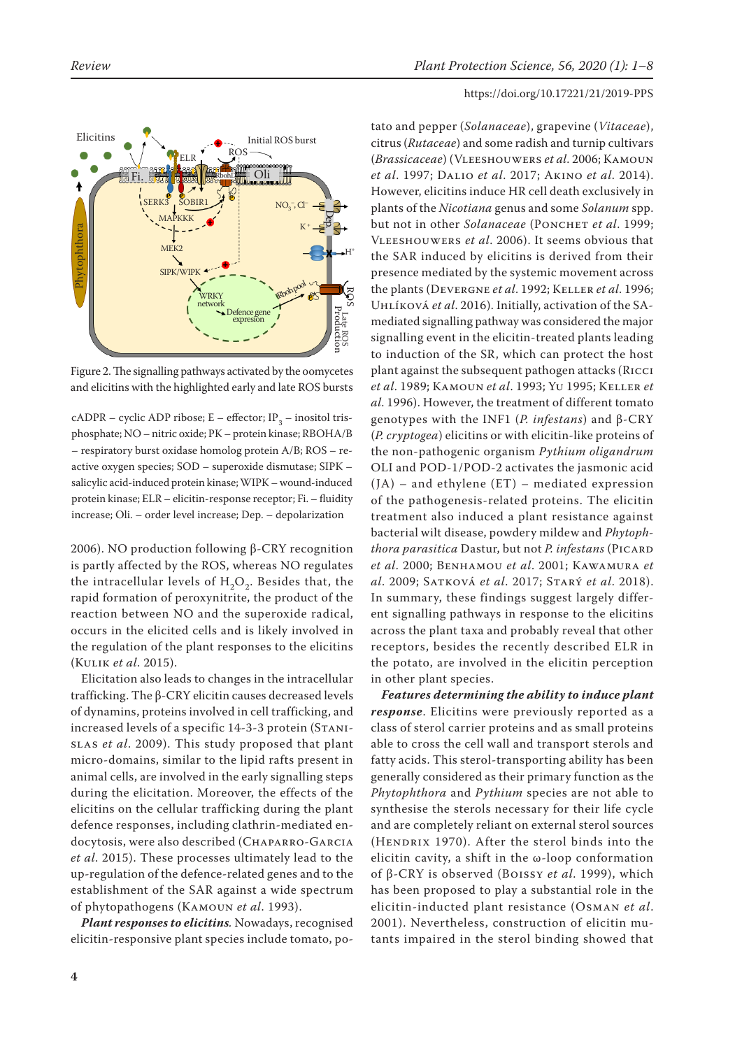Figure 2. The signalling pathways activated by the oomycetes and elicitins with the highlighted early and late ROS bursts

cADPR – cyclic ADP ribose; E – effector; $IP_3$ – inositol trisphosphate; NO – nitric oxide; PK – protein kinase; RBOHA/B – respiratory burst oxidase homolog protein A/B; ROS – reactive oxygen species; SOD – superoxide dismutase; SIPK – salicylic acid-induced protein kinase; WIPK – wound-induced protein kinase; ELR – elicitin-response receptor; Fi. – fluidity increase; Oli. – order level increase; Dep. – depolarization

2006). NO production following β-CRY recognition is partly affected by the ROS, whereas NO regulates the intracellular levels of $H_2O_2$. Besides that, the rapid formation of peroxynitrite, the product of the reaction between NO and the superoxide radical, occurs in the elicited cells and is likely involved in the regulation of the plant responses to the elicitins (Kulik *et al.* 2015).

Elicitation also leads to changes in the intracellular trafficking. The β-CRY elicitin causes decreased levels of dynamins, proteins involved in cell trafficking, and increased levels of a specific 14-3-3 protein (Stanislas *et al.* 2009). This study proposed that plant micro-domains, similar to the lipid rafts present in animal cells, are involved in the early signalling steps during the elicitation. Moreover, the effects of the elicitins on the cellular trafficking during the plant defence responses, including clathrin-mediated endocytosis, were also described (Chaparro-Garcia *et al.* 2015). These processes ultimately lead to the up-regulation of the defence-related genes and to the establishment of the SAR against a wide spectrum of phytopathogens (Kamoun *et al.* 1993).

***Plant responses to elicitins***. Nowadays, recognised elicitin-responsive plant species include tomato, potato and pepper (*Solanaceae*), grapevine (*Vitaceae*), citrus (*Rutaceae*) and some radish and turnip cultivars (*Brassicaceae*) (Vleeshouwers *et al.* 2006; Kamoun *et al.* 1997; Dalio *et al.* 2017; Akino *et al.* 2014). However, elicitins induce HR cell death exclusively in plants of the *Nicotiana* genus and some *Solanum* spp. but not in other *Solanaceae* (Ponchet *et al.* 1999; Vleeshouwers *et al.* 2006). It seems obvious that the SAR induced by elicitins is derived from their presence mediated by the systemic movement across the plants (Devergne *et al.* 1992; Keller *et al.* 1996; Uhlíková *et al.* 2016). Initially, activation of the SA-mediated signalling pathway was considered the major signalling event in the elicitin-treated plants leading to induction of the SR, which can protect the host plant against the subsequent pathogen attacks (Ricci *et al.* 1989; Kamoun *et al.* 1993; Yu 1995; Keller *et al.* 1996). However, the treatment of different tomato genotypes with the INF1 (*P. infestans*) and β-CRY (*P. cryptogea*) elicitins or with elicitin-like proteins of the non-pathogenic organism *Pythium oligandrum* OLI and POD-1/POD-2 activates the jasmonic acid (JA) – and ethylene (ET) – mediated expression of the pathogenesis-related proteins. The elicitin treatment also induced a plant resistance against bacterial wilt disease, powdery mildew and *Phytophthora parasitica* Dastur, but not *P. infestans* (Picard *et al.* 2000; Benhamou *et al.* 2001; Kawamura *et al.* 2009; Satková *et al.* 2017; Starý *et al.* 2018). In summary, these findings suggest largely different signalling pathways in response to the elicitins across the plant taxa and probably reveal that other receptors, besides the recently described ELR in the potato, are involved in the elicitin perception in other plant species.

***Features determining the ability to induce plant response***. Elicitins were previously reported as a class of sterol carrier proteins and as small proteins able to cross the cell wall and transport sterols and fatty acids. This sterol-transporting ability has been generally considered as their primary function as the *Phytophthora* and *Pythium* species are not able to synthesise the sterols necessary for their life cycle and are completely reliant on external sterol sources (Hendrix 1970). After the sterol binds into the elicitin cavity, a shift in the ω-loop conformation of β-CRY is observed (Boissy *et al.* 1999), which has been proposed to play a substantial role in the elicitin-inducted plant resistance (Osman *et al.* 2001). Nevertheless, construction of elicitin mutants impaired in the sterol binding showed that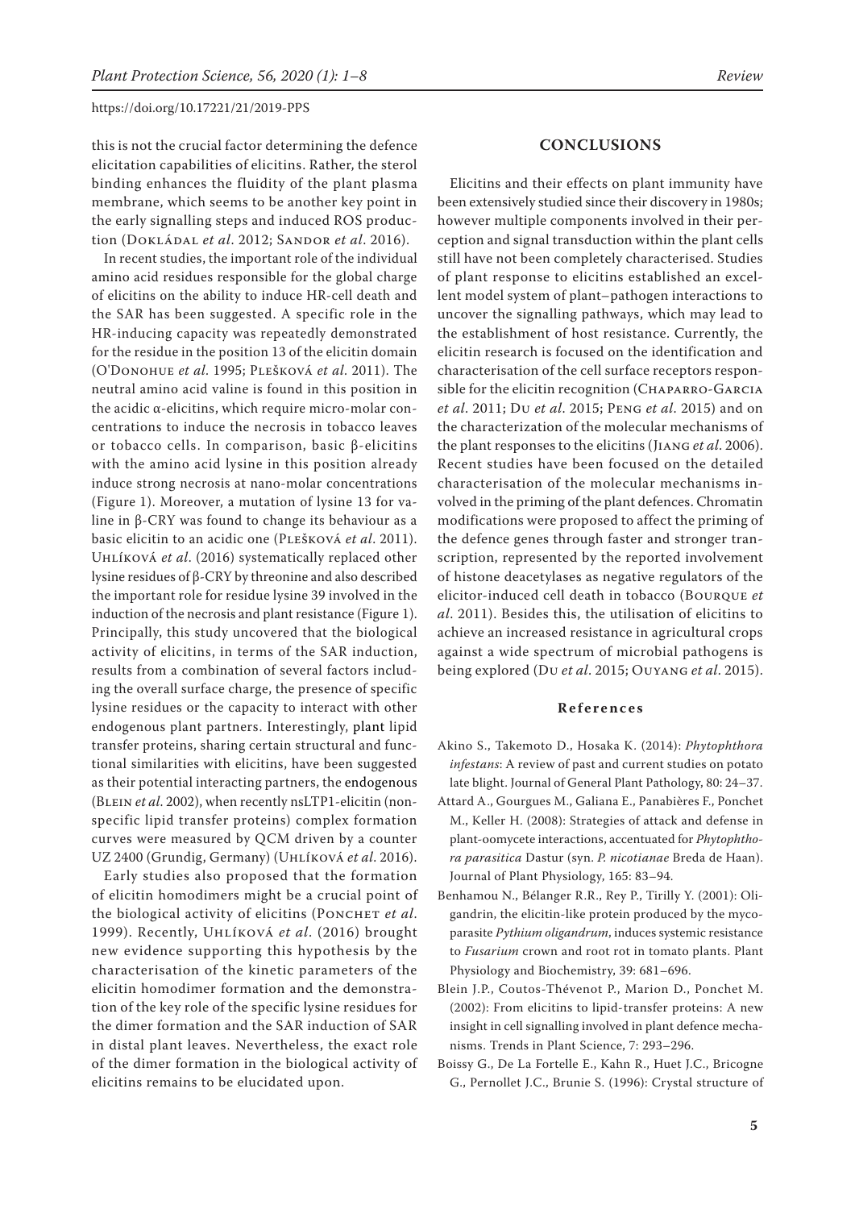this is not the crucial factor determining the defence elicitation capabilities of elicitins. Rather, the sterol binding enhances the fluidity of the plant plasma membrane, which seems to be another key point in the early signalling steps and induced ROS production (Dokládal *et al*. 2012; Sandor *et al*. 2016).

In recent studies, the important role of the individual amino acid residues responsible for the global charge of elicitins on the ability to induce HR-cell death and the SAR has been suggested. A specific role in the HR-inducing capacity was repeatedly demonstrated for the residue in the position 13 of the elicitin domain (O'Donohue *et al*. 1995; Plešková *et al*. 2011). The neutral amino acid valine is found in this position in the acidic α-elicitins, which require micro-molar concentrations to induce the necrosis in tobacco leaves or tobacco cells. In comparison, basic β-elicitins with the amino acid lysine in this position already induce strong necrosis at nano-molar concentrations (Figure 1). Moreover, a mutation of lysine 13 for valine in β-CRY was found to change its behaviour as a basic elicitin to an acidic one (Plešková *et al*. 2011). Uhlíková *et al*. (2016) systematically replaced other lysine residues of β-CRY by threonine and also described the important role for residue lysine 39 involved in the induction of the necrosis and plant resistance (Figure 1). Principally, this study uncovered that the biological activity of elicitins, in terms of the SAR induction, results from a combination of several factors including the overall surface charge, the presence of specific lysine residues or the capacity to interact with other endogenous plant partners. Interestingly, plant lipid transfer proteins, sharing certain structural and functional similarities with elicitins, have been suggested as their potential interacting partners, the endogenous (Blein *et al*. 2002), when recently nsLTP1-elicitin (non-specific lipid transfer proteins) complex formation curves were measured by QCM driven by a counter UZ 2400 (Grundig, Germany) (Uhlíková *et al*. 2016).

Early studies also proposed that the formation of elicitin homodimers might be a crucial point of the biological activity of elicitins (Ponchet *et al*. 1999). Recently, Uhlíková *et al*. (2016) brought new evidence supporting this hypothesis by the characterisation of the kinetic parameters of the elicitin homodimer formation and the demonstration of the key role of the specific lysine residues for the dimer formation and the SAR induction of SAR in distal plant leaves. Nevertheless, the exact role of the dimer formation in the biological activity of elicitins remains to be elucidated upon.

## CONCLUSIONS

Elicitins and their effects on plant immunity have been extensively studied since their discovery in 1980s; however multiple components involved in their perception and signal transduction within the plant cells still have not been completely characterised. Studies of plant response to elicitins established an excellent model system of plant–pathogen interactions to uncover the signalling pathways, which may lead to the establishment of host resistance. Currently, the elicitin research is focused on the identification and characterisation of the cell surface receptors responsible for the elicitin recognition (Chaparro-Garcia *et al*. 2011; Du *et al*. 2015; Peng *et al*. 2015) and on the characterization of the molecular mechanisms of the plant responses to the elicitins (Jiang *et al*. 2006). Recent studies have been focused on the detailed characterisation of the molecular mechanisms involved in the priming of the plant defences. Chromatin modifications were proposed to affect the priming of the defence genes through faster and stronger transcription, represented by the reported involvement of histone deacetylases as negative regulators of the elicitor-induced cell death in tobacco (Bourque *et al*. 2011). Besides this, the utilisation of elicitins to achieve an increased resistance in agricultural crops against a wide spectrum of microbial pathogens is being explored (Du *et al*. 2015; Ouyang *et al*. 2015).

## References

Akino S., Takemoto D., Hosaka K. (2014): *Phytophthora infestans*: A review of past and current studies on potato late blight. Journal of General Plant Pathology, 80: 24–37.

Attard A., Gourgues M., Galiana E., Panabières F., Ponchet M., Keller H. (2008): Strategies of attack and defense in plant-oomycete interactions, accentuated for *Phytophthora parasitica* Dastur (syn. *P. nicotianae* Breda de Haan). Journal of Plant Physiology, 165: 83–94.

Benhamou N., Bélanger R.R., Rey P., Tirilly Y. (2001): Oligandrin, the elicitin-like protein produced by the mycoparasite *Pythium oligandrum*, induces systemic resistance to *Fusarium* crown and root rot in tomato plants. Plant Physiology and Biochemistry, 39: 681–696.

Blein J.P., Coutos-Thévenot P., Marion D., Ponchet M. (2002): From elicitins to lipid-transfer proteins: A new insight in cell signalling involved in plant defence mechanisms. Trends in Plant Science, 7: 293–296.

Boissy G., De La Fortelle E., Kahn R., Huet J.C., Bricogne G., Pernollet J.C., Brunie S. (1996): Crystal structure of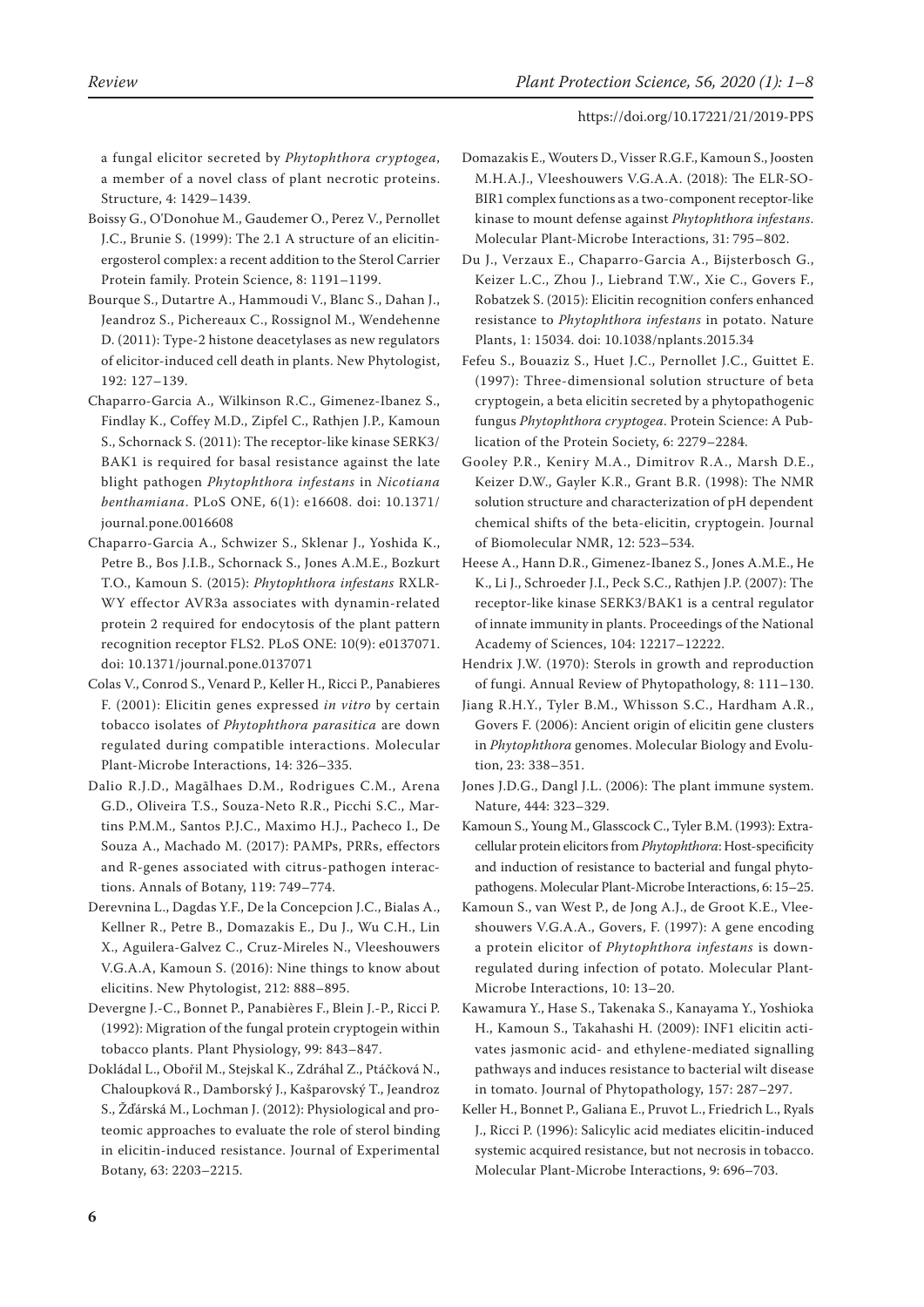a fungal elicitor secreted by *Phytophthora cryptogea*, a member of a novel class of plant necrotic proteins. Structure, 4: 1429–1439.

Boissy G., O'Donohue M., Gaudemer O., Perez V., Pernollet J.C., Brunie S. (1999): The 2.1 A structure of an elicitin-ergosterol complex: a recent addition to the Sterol Carrier Protein family. Protein Science, 8: 1191–1199.

Bourque S., Dutartre A., Hammoudi V., Blanc S., Dahan J., Jeandroz S., Pichereaux C., Rossignol M., Wendehenne D. (2011): Type-2 histone deacetylases as new regulators of elicitor-induced cell death in plants. New Phytologist, 192: 127–139.

Chaparro-Garcia A., Wilkinson R.C., Gimenez-Ibanez S., Findlay K., Coffey M.D., Zipfel C., Rathjen J.P., Kamoun S., Schornack S. (2011): The receptor-like kinase SERK3/BAK1 is required for basal resistance against the late blight pathogen *Phytophthora infestans* in *Nicotiana benthamiana*. PLoS ONE, 6(1): e16608. doi: 10.1371/journal.pone.0016608

Chaparro-Garcia A., Schwizer S., Sklenar J., Yoshida K., Petre B., Bos J.I.B., Schornack S., Jones A.M.E., Bozkurt T.O., Kamoun S. (2015): *Phytophthora infestans* RXLR-WY effector AVR3a associates with dynamin-related protein 2 required for endocytosis of the plant pattern recognition receptor FLS2. PLoS ONE: 10(9): e0137071. doi: 10.1371/journal.pone.0137071

Colas V., Conrod S., Venard P., Keller H., Ricci P., Panabieres F. (2001): Elicitin genes expressed *in vitro* by certain tobacco isolates of *Phytophthora parasitica* are down regulated during compatible interactions. Molecular Plant-Microbe Interactions, 14: 326–335.

Dalio R.J.D., Magãlhaes D.M., Rodrigues C.M., Arena G.D., Oliveira T.S., Souza-Neto R.R., Picchi S.C., Martins P.M.M., Santos P.J.C., Maximo H.J., Pacheco I., De Souza A., Machado M. (2017): PAMPs, PRRs, effectors and R-genes associated with citrus-pathogen interactions. Annals of Botany, 119: 749–774.

Derevnina L., Dagdas Y.F., De la Concepcion J.C., Bialas A., Kellner R., Petre B., Domazakis E., Du J., Wu C.H., Lin X., Aguilera-Galvez C., Cruz-Mireles N., Vleeshouwers V.G.A.A, Kamoun S. (2016): Nine things to know about elicitins. New Phytologist, 212: 888–895.

Devergne J.-C., Bonnet P., Panabières F., Blein J.-P., Ricci P. (1992): Migration of the fungal protein cryptogein within tobacco plants. Plant Physiology, 99: 843–847.

Dokládal L., Obořil M., Stejskal K., Zdráhal Z., Ptáčková N., Chaloupková R., Damborský J., Kašparovský T., Jeandroz S., Žďárská M., Lochman J. (2012): Physiological and proteomic approaches to evaluate the role of sterol binding in elicitin-induced resistance. Journal of Experimental Botany, 63: 2203–2215.

Domazakis E., Wouters D., Visser R.G.F., Kamoun S., Joosten M.H.A.J., Vleeshouwers V.G.A.A. (2018): The ELR-SOBIR1 complex functions as a two-component receptor-like kinase to mount defense against *Phytophthora infestans*. Molecular Plant-Microbe Interactions, 31: 795–802.

Du J., Verzaux E., Chaparro-Garcia A., Bijsterbosch G., Keizer L.C., Zhou J., Liebrand T.W., Xie C., Govers F., Robatzek S. (2015): Elicitin recognition confers enhanced resistance to *Phytophthora infestans* in potato. Nature Plants, 1: 15034. doi: 10.1038/nplants.2015.34

Fefeu S., Bouaziz S., Huet J.C., Pernollet J.C., Guittet E. (1997): Three-dimensional solution structure of beta cryptogein, a beta elicitin secreted by a phytopathogenic fungus *Phytophthora cryptogea*. Protein Science: A Publication of the Protein Society, 6: 2279–2284.

Gooley P.R., Keniry M.A., Dimitrov R.A., Marsh D.E., Keizer D.W., Gayler K.R., Grant B.R. (1998): The NMR solution structure and characterization of pH dependent chemical shifts of the beta-elicitin, cryptogein. Journal of Biomolecular NMR, 12: 523–534.

Heese A., Hann D.R., Gimenez-Ibanez S., Jones A.M.E., He K., Li J., Schroeder J.I., Peck S.C., Rathjen J.P. (2007): The receptor-like kinase SERK3/BAK1 is a central regulator of innate immunity in plants. Proceedings of the National Academy of Sciences, 104: 12217–12222.

Hendrix J.W. (1970): Sterols in growth and reproduction of fungi. Annual Review of Phytopathology, 8: 111–130.

Jiang R.H.Y., Tyler B.M., Whisson S.C., Hardham A.R., Govers F. (2006): Ancient origin of elicitin gene clusters in *Phytophthora* genomes. Molecular Biology and Evolution, 23: 338–351.

Jones J.D.G., Dangl J.L. (2006): The plant immune system. Nature, 444: 323–329.

Kamoun S., Young M., Glasscock C., Tyler B.M. (1993): Extracellular protein elicitors from *Phytophthora*: Host-specificity and induction of resistance to bacterial and fungal phytopathogens. Molecular Plant-Microbe Interactions, 6: 15–25.

Kamoun S., van West P., de Jong A.J., de Groot K.E., Vleeshouwers V.G.A.A., Govers, F. (1997): A gene encoding a protein elicitor of *Phytophthora infestans* is down-regulated during infection of potato. Molecular Plant-Microbe Interactions, 10: 13–20.

Kawamura Y., Hase S., Takenaka S., Kanayama Y., Yoshioka H., Kamoun S., Takahashi H. (2009): INF1 elicitin activates jasmonic acid- and ethylene-mediated signalling pathways and induces resistance to bacterial wilt disease in tomato. Journal of Phytopathology, 157: 287–297.

Keller H., Bonnet P., Galiana E., Pruvot L., Friedrich L., Ryals J., Ricci P. (1996): Salicylic acid mediates elicitin-induced systemic acquired resistance, but not necrosis in tobacco. Molecular Plant-Microbe Interactions, 9: 696–703.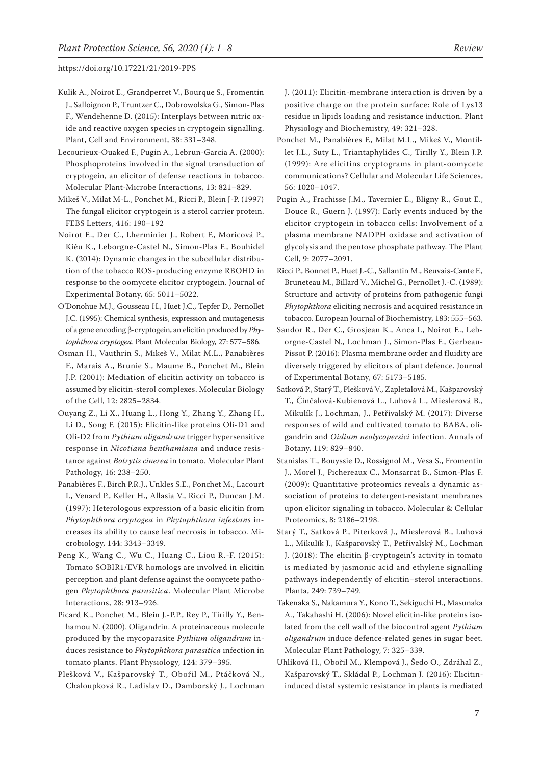Kulik A., Noirot E., Grandperret V., Bourque S., Fromentin J., Salloignon P., Truntzer C., Dobrowolska G., Simon-Plas F., Wendehenne D. (2015): Interplays between nitric oxide and reactive oxygen species in cryptogein signalling. Plant, Cell and Environment, 38: 331–348.

Lecourieux-Ouaked F., Pugin A., Lebrun-Garcia A. (2000): Phosphoproteins involved in the signal transduction of cryptogein, an elicitor of defense reactions in tobacco. Molecular Plant-Microbe Interactions, 13: 821–829.

Mikeš V., Milat M-L., Ponchet M., Ricci P., Blein J-P. (1997) The fungal elicitor cryptogein is a sterol carrier protein. FEBS Letters, 416: 190–192

Noirot E., Der C., Lherminier J., Robert F., Moricová P., Kiêu K., Leborgne-Castel N., Simon-Plas F., Bouhidel K. (2014): Dynamic changes in the subcellular distribution of the tobacco ROS-producing enzyme RBOHD in response to the oomycete elicitor cryptogein. Journal of Experimental Botany, 65: 5011–5022.

O'Donohue M.J., Gousseau H., Huet J.C., Tepfer D., Pernollet J.C. (1995): Chemical synthesis, expression and mutagenesis of a gene encoding β-cryptogein, an elicitin produced by *Phytophthora cryptogea*. Plant Molecular Biology, 27: 577–586.

Osman H., Vauthrin S., Mikeš V., Milat M.L., Panabières F., Marais A., Brunie S., Maume B., Ponchet M., Blein J.P. (2001): Mediation of elicitin activity on tobacco is assumed by elicitin-sterol complexes. Molecular Biology of the Cell, 12: 2825–2834.

Ouyang Z., Li X., Huang L., Hong Y., Zhang Y., Zhang H., Li D., Song F. (2015): Elicitin-like proteins Oli-D1 and Oli-D2 from *Pythium oligandrum* trigger hypersensitive response in *Nicotiana benthamiana* and induce resistance against *Botrytis cinerea* in tomato. Molecular Plant Pathology, 16: 238–250.

Panabières F., Birch P.R.J., Unkles S.E., Ponchet M., Lacourt I., Venard P., Keller H., Allasia V., Ricci P., Duncan J.M. (1997): Heterologous expression of a basic elicitin from *Phytophthora cryptogea* in *Phytophthora infestans* increases its ability to cause leaf necrosis in tobacco. Microbiology, 144: 3343–3349.

Peng K., Wang C., Wu C., Huang C., Liou R.-F. (2015): Tomato SOBIR1/EVR homologs are involved in elicitin perception and plant defense against the oomycete pathogen *Phytophthora parasitica*. Molecular Plant Microbe Interactions, 28: 913–926.

Picard K., Ponchet M., Blein J.-P.P., Rey P., Tirilly Y., Benhamou N. (2000). Oligandrin. A proteinaceous molecule produced by the mycoparasite *Pythium oligandrum* induces resistance to *Phytophthora parasitica* infection in tomato plants. Plant Physiology, 124: 379–395.

Plešková V., Kašparovský T., Obořil M., Ptáčková N., Chaloupková R., Ladislav D., Damborský J., Lochman J. (2011): Elicitin-membrane interaction is driven by a positive charge on the protein surface: Role of Lys13 residue in lipids loading and resistance induction. Plant Physiology and Biochemistry, 49: 321–328.

Ponchet M., Panabières F., Milat M.L., Mikeš V., Montillet J.L., Suty L., Triantaphylides C., Tirilly Y., Blein J.P. (1999): Are elicitins cryptograms in plant-oomycete communications? Cellular and Molecular Life Sciences, 56: 1020–1047.

Pugin A., Frachisse J.M., Tavernier E., Bligny R., Gout E., Douce R., Guern J. (1997): Early events induced by the elicitor cryptogein in tobacco cells: Involvement of a plasma membrane NADPH oxidase and activation of glycolysis and the pentose phosphate pathway. The Plant Cell, 9: 2077–2091.

Ricci P., Bonnet P., Huet J.-C., Sallantin M., Beuvais-Cante F., Bruneteau M., Billard V., Michel G., Pernollet J.-C. (1989): Structure and activity of proteins from pathogenic fungi *Phytophthora* eliciting necrosis and acquired resistance in tobacco. European Journal of Biochemistry, 183: 555–563.

Sandor R., Der C., Grosjean K., Anca I., Noirot E., Leborgne-Castel N., Lochman J., Simon-Plas F., Gerbeau-Pissot P. (2016): Plasma membrane order and fluidity are diversely triggered by elicitors of plant defence. Journal of Experimental Botany, 67: 5173–5185.

Satková P., Starý T., Plešková V., Zapletalová M., Kašparovský T., Činčalová-Kubienová L., Luhová L., Mieslerová B., Mikulík J., Lochman, J., Petřivalský M. (2017): Diverse responses of wild and cultivated tomato to BABA, oligandrin and *Oidium neolycopersici* infection. Annals of Botany, 119: 829–840.

Stanislas T., Bouyssie D., Rossignol M., Vesa S., Fromentin J., Morel J., Pichereaux C., Monsarrat B., Simon-Plas F. (2009): Quantitative proteomics reveals a dynamic association of proteins to detergent-resistant membranes upon elicitor signaling in tobacco. Molecular & Cellular Proteomics, 8: 2186–2198.

Starý T., Satková P., Piterková J., Mieslerová B., Luhová L., Mikulík J., Kašparovský T., Petřivalský M., Lochman J. (2018): The elicitin β-cryptogein's activity in tomato is mediated by jasmonic acid and ethylene signalling pathways independently of elicitin–sterol interactions. Planta, 249: 739–749.

Takenaka S., Nakamura Y., Kono T., Sekiguchi H., Masunaka A., Takahashi H. (2006): Novel elicitin-like proteins isolated from the cell wall of the biocontrol agent *Pythium oligandrum* induce defence-related genes in sugar beet. Molecular Plant Pathology, 7: 325–339.

Uhlíková H., Obořil M., Klempová J., Šedo O., Zdráhal Z., Kašparovský T., Skládal P., Lochman J. (2016): Elicitin-induced distal systemic resistance in plants is mediated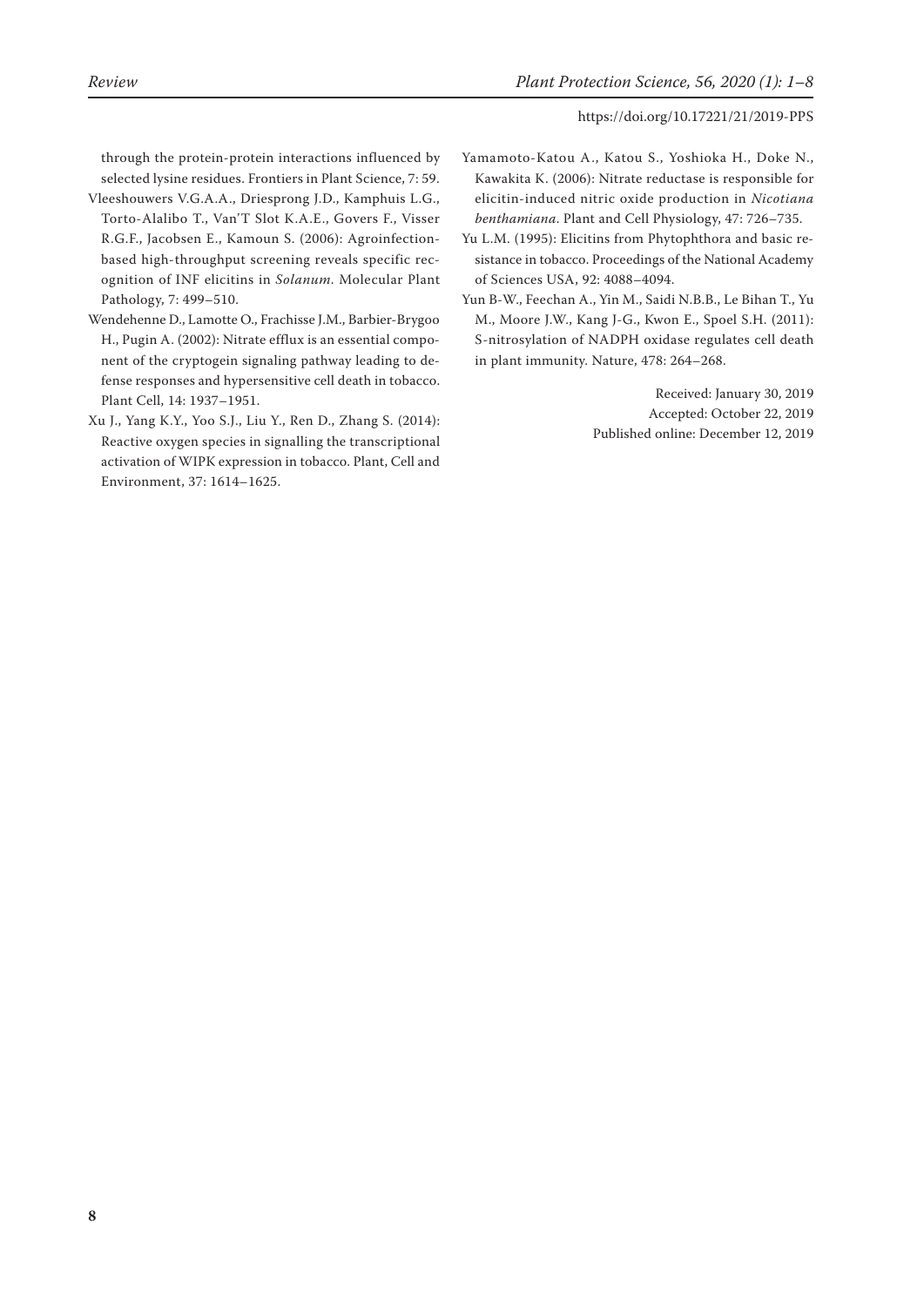through the protein-protein interactions influenced by selected lysine residues. Frontiers in Plant Science, 7: 59.

Vleeshouwers V.G.A.A., Driesprong J.D., Kamphuis L.G., Torto-Alalibo T., Van'T Slot K.A.E., Govers F., Visser R.G.F., Jacobsen E., Kamoun S. (2006): Agroinfection-based high-throughput screening reveals specific recognition of INF elicitins in *Solanum*. Molecular Plant Pathology, 7: 499–510.

Wendehenne D., Lamotte O., Frachisse J.M., Barbier-Brygoo H., Pugin A. (2002): Nitrate efflux is an essential component of the cryptogein signaling pathway leading to defense responses and hypersensitive cell death in tobacco. Plant Cell, 14: 1937–1951.

Xu J., Yang K.Y., Yoo S.J., Liu Y., Ren D., Zhang S. (2014): Reactive oxygen species in signalling the transcriptional activation of WIPK expression in tobacco. Plant, Cell and Environment, 37: 1614–1625.

Yamamoto-Katou A., Katou S., Yoshioka H., Doke N., Kawakita K. (2006): Nitrate reductase is responsible for elicitin-induced nitric oxide production in *Nicotiana benthamiana*. Plant and Cell Physiology, 47: 726–735.

Yu L.M. (1995): Elicitins from Phytophthora and basic resistance in tobacco. Proceedings of the National Academy of Sciences USA, 92: 4088–4094.

Yun B-W., Feechan A., Yin M., Saidi N.B.B., Le Bihan T., Yu M., Moore J.W., Kang J-G., Kwon E., Spoel S.H. (2011): S-nitrosylation of NADPH oxidase regulates cell death in plant immunity. Nature, 478: 264–268.

Received: January 30, 2019
Accepted: October 22, 2019
Published online: December 12, 2019